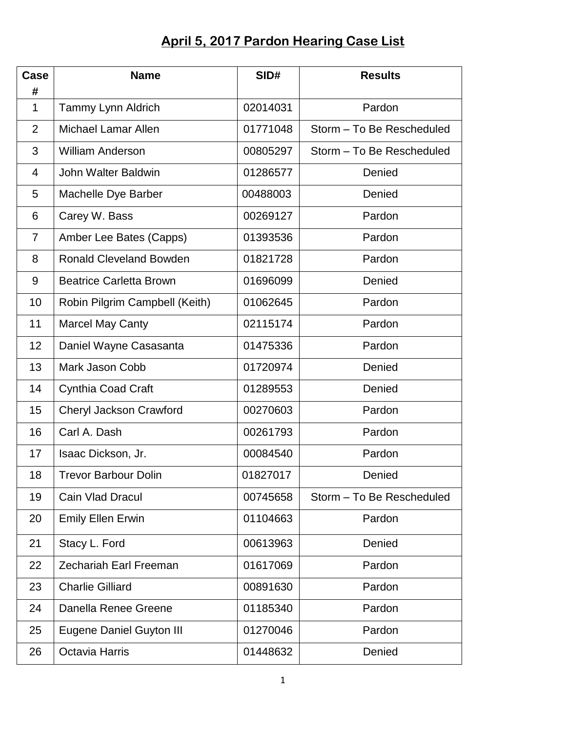# April 5, 2017 Pardon Hearing Case List

| Case # | Name | SID# | Results |
|---|---|---|---|
| 1 | Tammy Lynn Aldrich | 02014031 | Pardon |
| 2 | Michael Lamar Allen | 01771048 | Storm – To Be Rescheduled |
| 3 | William Anderson | 00805297 | Storm – To Be Rescheduled |
| 4 | John Walter Baldwin | 01286577 | Denied |
| 5 | Machelle Dye Barber | 00488003 | Denied |
| 6 | Carey W. Bass | 00269127 | Pardon |
| 7 | Amber Lee Bates (Capps) | 01393536 | Pardon |
| 8 | Ronald Cleveland Bowden | 01821728 | Pardon |
| 9 | Beatrice Carletta Brown | 01696099 | Denied |
| 10 | Robin Pilgrim Campbell (Keith) | 01062645 | Pardon |
| 11 | Marcel May Canty | 02115174 | Pardon |
| 12 | Daniel Wayne Casasanta | 01475336 | Pardon |
| 13 | Mark Jason Cobb | 01720974 | Denied |
| 14 | Cynthia Coad Craft | 01289553 | Denied |
| 15 | Cheryl Jackson Crawford | 00270603 | Pardon |
| 16 | Carl A. Dash | 00261793 | Pardon |
| 17 | Isaac Dickson, Jr. | 00084540 | Pardon |
| 18 | Trevor Barbour Dolin | 01827017 | Denied |
| 19 | Cain Vlad Dracul | 00745658 | Storm – To Be Rescheduled |
| 20 | Emily Ellen Erwin | 01104663 | Pardon |
| 21 | Stacy L. Ford | 00613963 | Denied |
| 22 | Zechariah Earl Freeman | 01617069 | Pardon |
| 23 | Charlie Gilliard | 00891630 | Pardon |
| 24 | Danella Renee Greene | 01185340 | Pardon |
| 25 | Eugene Daniel Guyton III | 01270046 | Pardon |
| 26 | Octavia Harris | 01448632 | Denied |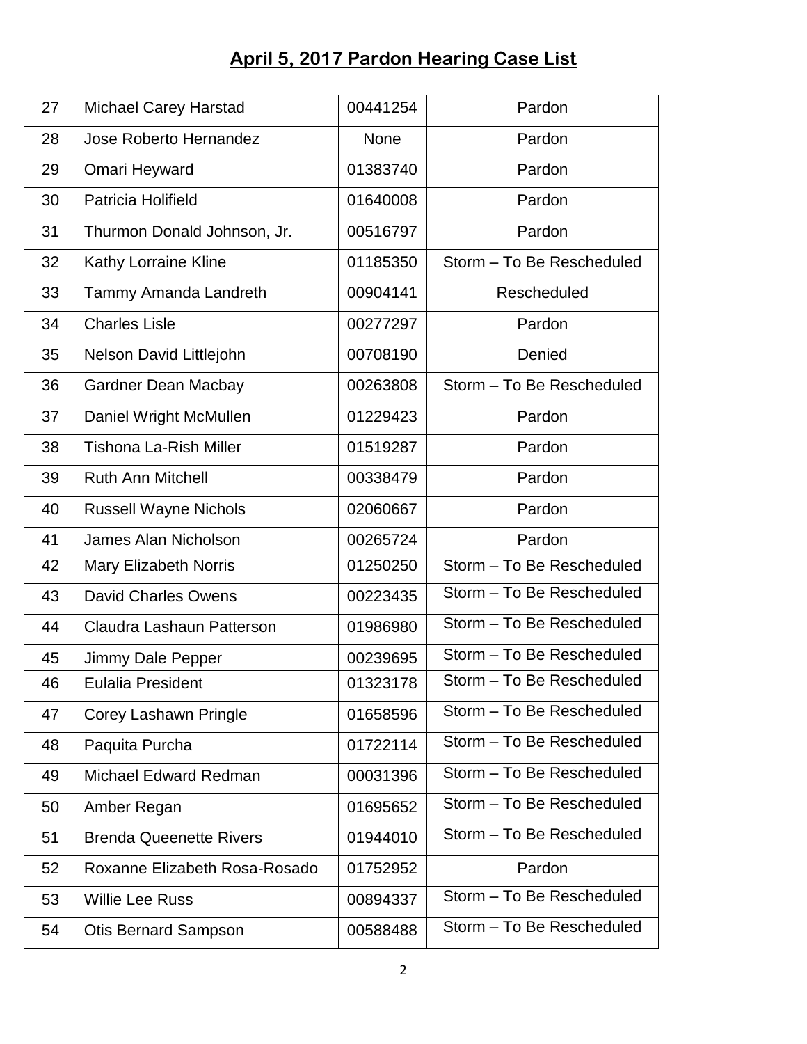# April 5, 2017 Pardon Hearing Case List

| | | | |
|---|---|---|---|
| 27 | Michael Carey Harstad | 00441254 | Pardon |
| 28 | Jose Roberto Hernandez | None | Pardon |
| 29 | Omari Heyward | 01383740 | Pardon |
| 30 | Patricia Holifield | 01640008 | Pardon |
| 31 | Thurmon Donald Johnson, Jr. | 00516797 | Pardon |
| 32 | Kathy Lorraine Kline | 01185350 | Storm – To Be Rescheduled |
| 33 | Tammy Amanda Landreth | 00904141 | Rescheduled |
| 34 | Charles Lisle | 00277297 | Pardon |
| 35 | Nelson David Littlejohn | 00708190 | Denied |
| 36 | Gardner Dean Macbay | 00263808 | Storm – To Be Rescheduled |
| 37 | Daniel Wright McMullen | 01229423 | Pardon |
| 38 | Tishona La-Rish Miller | 01519287 | Pardon |
| 39 | Ruth Ann Mitchell | 00338479 | Pardon |
| 40 | Russell Wayne Nichols | 02060667 | Pardon |
| 41 | James Alan Nicholson | 00265724 | Pardon |
| 42 | Mary Elizabeth Norris | 01250250 | Storm – To Be Rescheduled |
| 43 | David Charles Owens | 00223435 | Storm – To Be Rescheduled |
| 44 | Claudra Lashaun Patterson | 01986980 | Storm – To Be Rescheduled |
| 45 | Jimmy Dale Pepper | 00239695 | Storm – To Be Rescheduled |
| 46 | Eulalia President | 01323178 | Storm – To Be Rescheduled |
| 47 | Corey Lashawn Pringle | 01658596 | Storm – To Be Rescheduled |
| 48 | Paquita Purcha | 01722114 | Storm – To Be Rescheduled |
| 49 | Michael Edward Redman | 00031396 | Storm – To Be Rescheduled |
| 50 | Amber Regan | 01695652 | Storm – To Be Rescheduled |
| 51 | Brenda Queenette Rivers | 01944010 | Storm – To Be Rescheduled |
| 52 | Roxanne Elizabeth Rosa-Rosado | 01752952 | Pardon |
| 53 | Willie Lee Russ | 00894337 | Storm – To Be Rescheduled |
| 54 | Otis Bernard Sampson | 00588488 | Storm – To Be Rescheduled |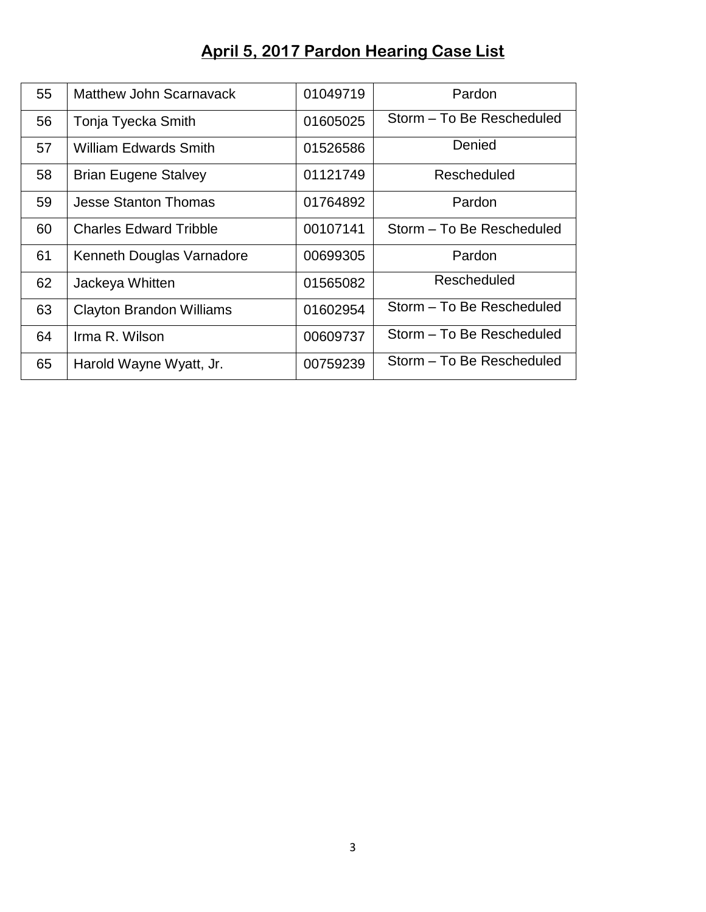## April 5, 2017 Pardon Hearing Case List

| | | | |
|---|---|---|---|
| 55 | Matthew John Scarnavack | 01049719 | Pardon |
| 56 | Tonja Tyecka Smith | 01605025 | Storm – To Be Rescheduled |
| 57 | William Edwards Smith | 01526586 | Denied |
| 58 | Brian Eugene Stalvey | 01121749 | Rescheduled |
| 59 | Jesse Stanton Thomas | 01764892 | Pardon |
| 60 | Charles Edward Tribble | 00107141 | Storm – To Be Rescheduled |
| 61 | Kenneth Douglas Varnadore | 00699305 | Pardon |
| 62 | Jackeya Whitten | 01565082 | Rescheduled |
| 63 | Clayton Brandon Williams | 01602954 | Storm – To Be Rescheduled |
| 64 | Irma R. Wilson | 00609737 | Storm – To Be Rescheduled |
| 65 | Harold Wayne Wyatt, Jr. | 00759239 | Storm – To Be Rescheduled |